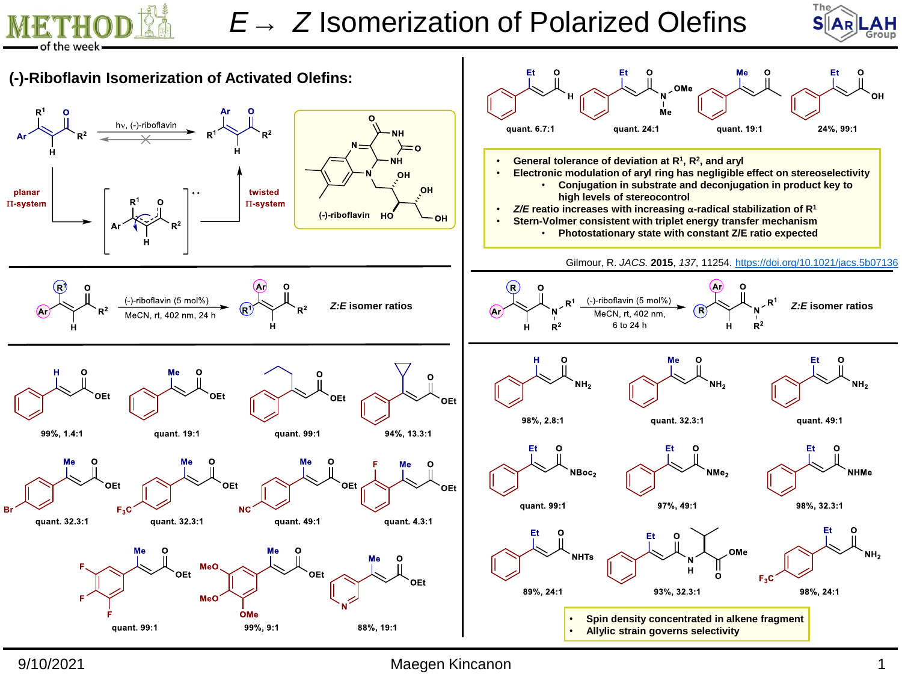# E → Z Isomerization of Polarized Olefins

## (-)-Riboflavin Isomerization of Activated Olefins:

hν, (-)-riboflavin

planar Π-system

twisted Π-system

(-)-riboflavin

(-)-riboflavin (5 mol%)
MeCN, rt, 402 nm, 24 h

*Z:E* isomer ratios

99%, 1.4:1

quant. 19:1

quant. 99:1

94%, 13.3:1

quant. 32.3:1

quant. 32.3:1

quant. 49:1

quant. 4.3:1

quant. 99:1

99%, 9:1

88%, 19:1

quant. 6.7:1

quant. 24:1

quant. 19:1

24%, 99:1

- General tolerance of deviation at $R^1$, $R^2$, and aryl
- Electronic modulation of aryl ring has negligible effect on stereoselectivity
  - Conjugation in substrate and deconjugation in product key to high levels of stereocontrol
- *Z/E* reatio increases with increasing α-radical stabilization of $R^1$
- Stern-Volmer consistent with triplet energy transfer mechanism
  - Photostationary state with constant Z/E ratio expected

Gilmour, R. *JACS.* **2015**, *137*, 11254. https://doi.org/10.1021/jacs.5b07136

(-)-riboflavin (5 mol%)
MeCN, rt, 402 nm,
6 to 24 h

*Z:E* isomer ratios

98%, 2.8:1

quant. 32.3:1

quant. 49:1

quant. 99:1

97%, 49:1

98%, 32.3:1

89%, 24:1

93%, 32.3:1

98%, 24:1

- Spin density concentrated in alkene fragment
- Allylic strain governs selectivity

9/10/2021 Maegen Kincanon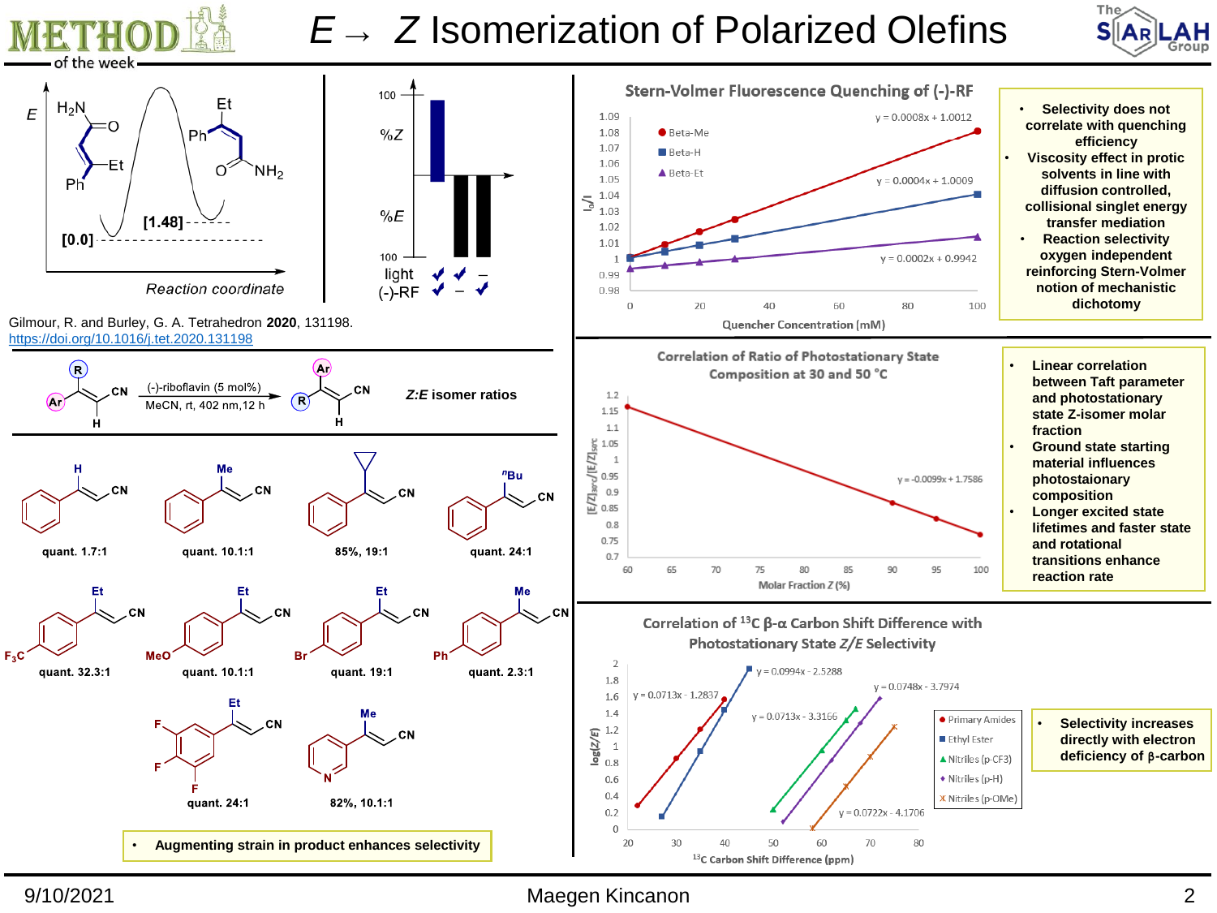# E → Z Isomerization of Polarized Olefins

E

$H_2N$

O

Et

Ph

Et

Ph

O

$NH_2$

[1.48]

[0.0]

Reaction coordinate

100

%Z

%E

100

light

(-)-RF

Gilmour, R. and Burley, G. A. Tetrahedron **2020**, 131198.
https://doi.org/10.1016/j.tet.2020.131198

Ar, R, CN, H → (-)-riboflavin (5 mol%), MeCN, rt, 402 nm, 12 h → Ar, R, CN, H

Z:E isomer ratios

| | | | |
|---|---|---|---|
| H: quant. 1.7:1 | Me: quant. 10.1:1 | cyclopropyl: 85%, 19:1 | $^n$Bu: quant. 24:1 |
| Et, $F_3C$: quant. 32.3:1 | Et, MeO: quant. 10.1:1 | Et, Br: quant. 19:1 | Me, Ph: quant. 2.3:1 |
| Et, F, F, F: quant. 24:1 | Me, pyridyl (N): 82%, 10.1:1 | | |

- Augmenting strain in product enhances selectivity

## Stern-Volmer Fluorescence Quenching of (-)-RF

$I_0/I$

Quencher Concentration (mM)

Beta-Me: y = 0.0008x + 1.0012

Beta-H: y = 0.0004x + 1.0009

Beta-Et: y = 0.0002x + 0.9942

- Selectivity does not correlate with quenching efficiency
- Viscosity effect in protic solvents in line with diffusion controlled, collisional singlet energy transfer mediation
- Reaction selectivity oxygen independent reinforcing Stern-Volmer notion of mechanistic dichotomy

## Correlation of Ratio of Photostationary State Composition at 30 and 50 °C

$[E/Z]_{30°C}/[E/Z]_{50°C}$

Molar Fraction Z (%)

y = -0.0099x + 1.7586

- Linear correlation between Taft parameter and photostationary state Z-isomer molar fraction
- Ground state starting material influences photostationary composition
- Longer excited state lifetimes and faster state and rotational transitions enhance reaction rate

## Correlation of $^{13}$C β-α Carbon Shift Difference with Photostationary State Z/E Selectivity

log(Z/E)

$^{13}$C Carbon Shift Difference (ppm)

Primary Amides: y = 0.0713x - 1.2837

Ethyl Ester: y = 0.0994x - 2.5288

Nitriles (p-CF3): y = 0.0713x - 3.3166

Nitriles (p-H): y = 0.0748x - 3.7974

Nitriles (p-OMe): y = 0.0722x - 4.1706

- Selectivity increases directly with electron deficiency of β-carbon

9/10/2021 Maegen Kincanon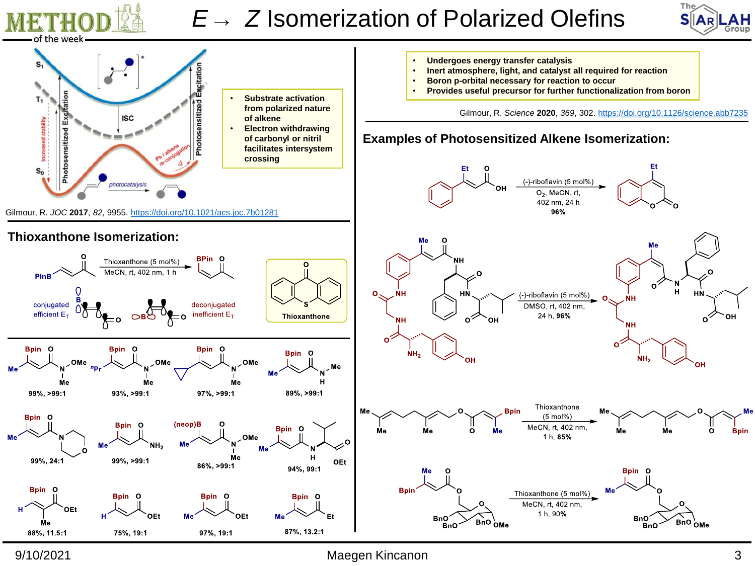# E → Z Isomerization of Polarized Olefins

S₁

T₁

S₀

ISC

increased stability

Photosensitized Excitation

Photosensitized Excitation

Ph / alkene re-conjugation

photocatalysis

- Substrate activation from polarized nature of alkene
- Electron withdrawing of carbonyl or nitril facilitates intersystem crossing

Gilmour, R. *JOC* **2017**, *82*, 9955. https://doi.org/10.1021/acs.joc.7b01281

## Thioxanthone Isomerization:

PinB–CH=CH–C(O)Me → Thioxanthone (5 mol%), MeCN, rt, 402 nm, 1 h → (Z)-isomer

conjugated efficient $E_T$

deconjugated inefficient $E_T$

Thioxanthone

99%, >99:1

93%, >99:1

97%, >99:1

89%, >99:1

99%, 24:1

99%, >99:1

86%, >99:1

94%, 99:1

88%, 11.5:1

75%, 19:1

97%, 19:1

87%, 13.2:1

- Undergoes energy transfer catalysis
- Inert atmosphere, light, and catalyst all required for reaction
- Boron p-orbital necessary for reaction to occur
- Provides useful precursor for further functionalization from boron

Gilmour, R. *Science* **2020**, *369*, 302. https://doi.org/10.1126/science.abb7235

## Examples of Photosensitized Alkene Isomerization:

(-)-riboflavin (5 mol%), $O_2$, MeCN, rt, 402 nm, 24 h, **96%**

(-)-riboflavin (5 mol%), DMSO, rt, 402 nm, 24 h, **96%**

Thioxanthone (5 mol%), MeCN, rt, 402 nm, 1 h, **85%**

Thioxanthone (5 mol%), MeCN, rt, 402 nm, 1 h, 90%

9/10/2021 Maegen Kincanon